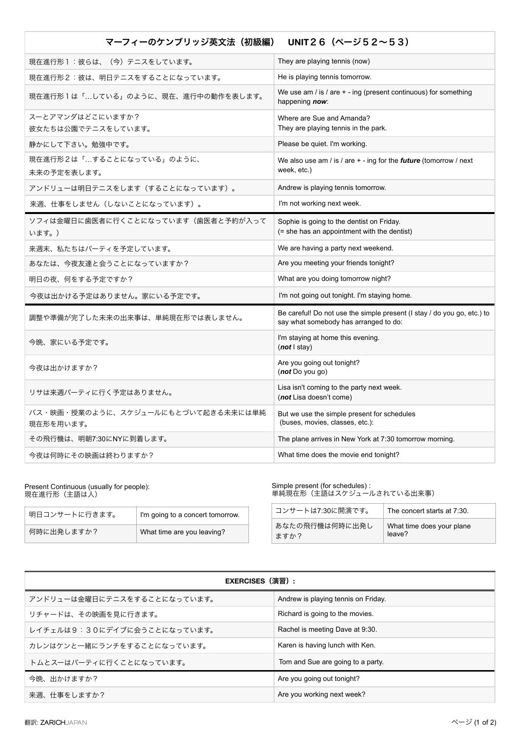| マーフィーのケンブリッジ英文法（初級編）　UNIT２６（ページ５２〜５３） | |
|---|---|
| 現在進行形１：彼らは、（今）テニスをしています。 | They are playing tennis (now) |
| 現在進行形２：彼は、明日テニスをすることになっています。 | He is playing tennis tomorrow. |
| 現在進行形１は「…している」のように、現在、進行中の動作を表します。 | We use am / is / are + - ing (present continuous) for something happening ***now***: |
| スーとアマンダはどこにいますか？<br>彼女たちは公園でテニスをしています。 | Where are Sue and Amanda?<br>They are playing tennis in the park. |
| 静かにして下さい。勉強中です。 | Please be quiet. I'm working. |
| 現在進行形２は「…することになっている」のように、<br>未来の予定を表します。 | We also use am / is / are + - ing for the ***future*** (tomorrow / next week, etc.) |
| アンドリューは明日テニスをします（することになっています）。 | Andrew is playing tennis tomorrow. |
| 来週、仕事をしません（しないことになっています）。 | I'm not working next week. |
| ソフィは金曜日に歯医者に行くことになっています（歯医者と予約が入っています。） | Sophie is going to the dentist on Friday.<br>(= she has an appointment with the dentist) |
| 来週末、私たちはパーティを予定しています。 | We are having a party next weekend. |
| あなたは、今夜友達と会うことになっていますか？ | Are you meeting your friends tonight? |
| 明日の夜、何をする予定ですか？ | What are you doing tomorrow night? |
| 今夜は出かける予定はありません。家にいる予定です。 | I'm not going out tonight. I'm staying home. |
| 調整や準備が完了した未来の出来事は、単純現在形では表しません。 | Be careful! Do not use the simple present (I stay / do you go, etc.) to say what somebody has arranged to do: |
| 今晩、家にいる予定です。 | I'm staying at home this evening.<br>(***not*** I stay) |
| 今夜は出かけますか？ | Are you going out tonight?<br>(***not*** Do you go) |
| リサは来週パーティに行く予定はありません。 | Lisa isn't coming to the party next week.<br>(***not*** Lisa doesn't come) |
| バス・映画・授業のように、スケジュールにもとづいて起きる未来には単純現在形を用います。 | But we use the simple present for schedules (buses, movies, classes, etc.): |
| その飛行機は、明朝7:30にNYに到着します。 | The plane arrives in New York at 7:30 tomorrow morning. |
| 今夜は何時にその映画は終わりますか？ | What time does the movie end tonight? |

Present Continuous (usually for people):
現在進行形（主語は人）

| 明日コンサートに行きます。 | I'm going to a concert tomorrow. |
|---|---|
| 何時に出発しますか？ | What time are you leaving? |

Simple present (for schedules) :
単純現在形（主語はスケジュールされている出来事）

| コンサートは7:30に開演です。 | The concert starts at 7:30. |
|---|---|
| あなたの飛行機は何時に出発しますか？ | What time does your plane leave? |

| EXERCISES（演習）: | |
|---|---|
| アンドリューは金曜日にテニスをすることになっています。 | Andrew is playing tennis on Friday. |
| リチャードは、その映画を見に行きます。 | Richard is going to the movies. |
| レイチェルは９：３０にデイブに会うことになっています。 | Rachel is meeting Dave at 9:30. |
| カレンはケンと一緒にランチをすることになっています。 | Karen is having lunch with Ken. |
| トムとスーはパーティに行くことになっています。 | Tom and Sue are going to a party. |
| 今晩、出かけますか？ | Are you going out tonight? |
| 来週、仕事をしますか？ | Are you working next week? |

翻訳: ZARICHJAPAN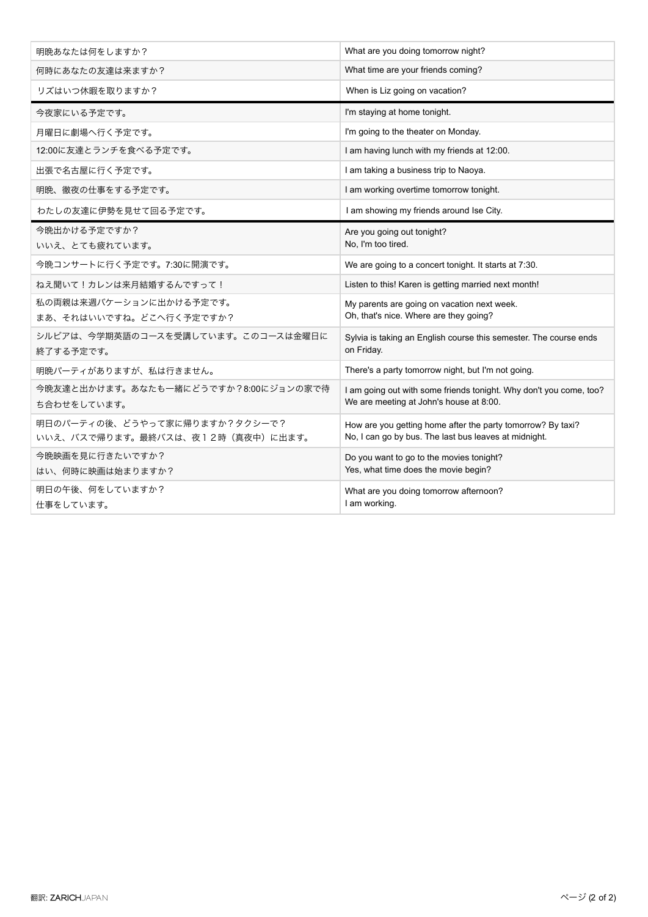| | |
|---|---|
| 明晩あなたは何をしますか？ | What are you doing tomorrow night? |
| 何時にあなたの友達は来ますか？ | What time are your friends coming? |
| リズはいつ休暇を取りますか？ | When is Liz going on vacation? |
| 今夜家にいる予定です。 | I'm staying at home tonight. |
| 月曜日に劇場へ行く予定です。 | I'm going to the theater on Monday. |
| 12:00に友達とランチを食べる予定です。 | I am having lunch with my friends at 12:00. |
| 出張で名古屋に行く予定です。 | I am taking a business trip to Naoya. |
| 明晩、徹夜の仕事をする予定です。 | I am working overtime tomorrow tonight. |
| わたしの友達に伊勢を見せて回る予定です。 | I am showing my friends around Ise City. |
| 今晩出かける予定ですか？<br>いいえ、とても疲れています。 | Are you going out tonight?<br>No, I'm too tired. |
| 今晩コンサートに行く予定です。7:30に開演です。 | We are going to a concert tonight. It starts at 7:30. |
| ねえ聞いて！カレンは来月結婚するんですって！ | Listen to this! Karen is getting married next month! |
| 私の両親は来週バケーションに出かける予定です。<br>まあ、それはいいですね。どこへ行く予定ですか？ | My parents are going on vacation next week.<br>Oh, that's nice. Where are they going? |
| シルビアは、今学期英語のコースを受講しています。このコースは金曜日に終了する予定です。 | Sylvia is taking an English course this semester. The course ends on Friday. |
| 明晩パーティがありますが、私は行きません。 | There's a party tomorrow night, but I'm not going. |
| 今晩友達と出かけます。あなたも一緒にどうですか？8:00にジョンの家で待ち合わせをしています。 | I am going out with some friends tonight. Why don't you come, too? We are meeting at John's house at 8:00. |
| 明日のパーティの後、どうやって家に帰りますか？タクシーで？<br>いいえ、バスで帰ります。最終バスは、夜１２時（真夜中）に出ます。 | How are you getting home after the party tomorrow? By taxi?<br>No, I can go by bus. The last bus leaves at midnight. |
| 今晩映画を見に行きたいですか？<br>はい、何時に映画は始まりますか？ | Do you want to go to the movies tonight?<br>Yes, what time does the movie begin? |
| 明日の午後、何をしていますか？<br>仕事をしています。 | What are you doing tomorrow afternoon?<br>I am working. |

翻訳: ZARICHJAPAN